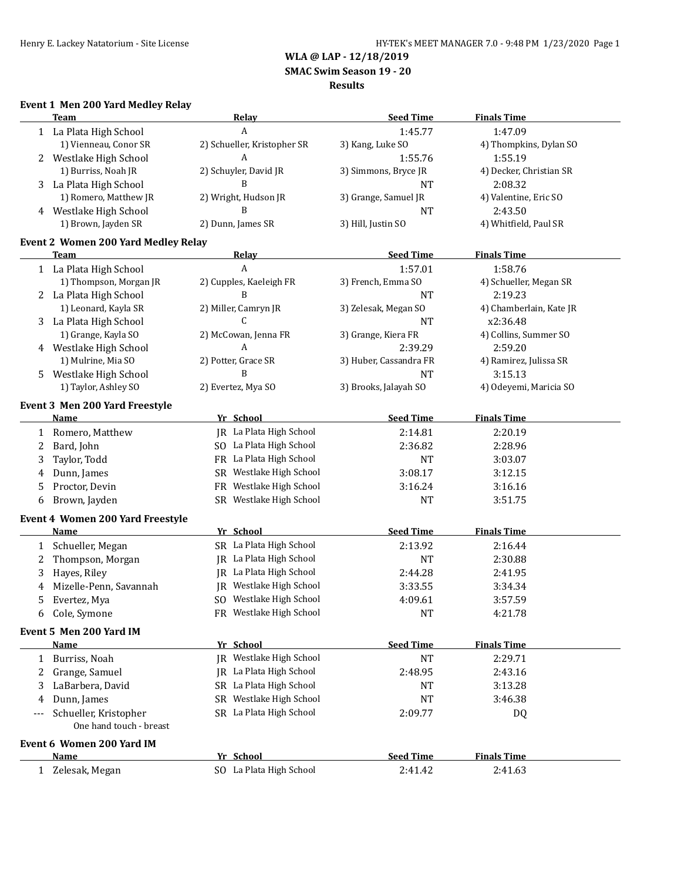**WLA @ LAP - 12/18/2019**

**SMAC Swim Season 19 - 20**

**Results**

### Event 1 Men 200 Yard Medley Relay

| | Team | Relay | Seed Time | Finals Time |
|---|---|---|---|---|
| 1 | La Plata High School | A | 1:45.77 | 1:47.09 |
| | 1) Vienneau, Conor SR | 2) Schueller, Kristopher SR | 3) Kang, Luke SO | 4) Thompkins, Dylan SO |
| 2 | Westlake High School | A | 1:55.76 | 1:55.19 |
| | 1) Burriss, Noah JR | 2) Schuyler, David JR | 3) Simmons, Bryce JR | 4) Decker, Christian SR |
| 3 | La Plata High School | B | NT | 2:08.32 |
| | 1) Romero, Matthew JR | 2) Wright, Hudson JR | 3) Grange, Samuel JR | 4) Valentine, Eric SO |
| 4 | Westlake High School | B | NT | 2:43.50 |
| | 1) Brown, Jayden SR | 2) Dunn, James SR | 3) Hill, Justin SO | 4) Whitfield, Paul SR |

### Event 2 Women 200 Yard Medley Relay

| | Team | Relay | Seed Time | Finals Time |
|---|---|---|---|---|
| 1 | La Plata High School | A | 1:57.01 | 1:58.76 |
| | 1) Thompson, Morgan JR | 2) Cupples, Kaeleigh FR | 3) French, Emma SO | 4) Schueller, Megan SR |
| 2 | La Plata High School | B | NT | 2:19.23 |
| | 1) Leonard, Kayla SR | 2) Miller, Camryn JR | 3) Zelesak, Megan SO | 4) Chamberlain, Kate JR |
| 3 | La Plata High School | C | NT | x2:36.48 |
| | 1) Grange, Kayla SO | 2) McCowan, Jenna FR | 3) Grange, Kiera FR | 4) Collins, Summer SO |
| 4 | Westlake High School | A | 2:39.29 | 2:59.20 |
| | 1) Mulrine, Mia SO | 2) Potter, Grace SR | 3) Huber, Cassandra FR | 4) Ramirez, Julissa SR |
| 5 | Westlake High School | B | NT | 3:15.13 |
| | 1) Taylor, Ashley SO | 2) Evertez, Mya SO | 3) Brooks, Jalayah SO | 4) Odeyemi, Maricia SO |

### Event 3 Men 200 Yard Freestyle

| | Name | Yr | School | Seed Time | Finals Time |
|---|---|---|---|---|---|
| 1 | Romero, Matthew | JR | La Plata High School | 2:14.81 | 2:20.19 |
| 2 | Bard, John | SO | La Plata High School | 2:36.82 | 2:28.96 |
| 3 | Taylor, Todd | FR | La Plata High School | NT | 3:03.07 |
| 4 | Dunn, James | SR | Westlake High School | 3:08.17 | 3:12.15 |
| 5 | Proctor, Devin | FR | Westlake High School | 3:16.24 | 3:16.16 |
| 6 | Brown, Jayden | SR | Westlake High School | NT | 3:51.75 |

### Event 4 Women 200 Yard Freestyle

| | Name | Yr | School | Seed Time | Finals Time |
|---|---|---|---|---|---|
| 1 | Schueller, Megan | SR | La Plata High School | 2:13.92 | 2:16.44 |
| 2 | Thompson, Morgan | JR | La Plata High School | NT | 2:30.88 |
| 3 | Hayes, Riley | JR | La Plata High School | 2:44.28 | 2:41.95 |
| 4 | Mizelle-Penn, Savannah | JR | Westlake High School | 3:33.55 | 3:34.34 |
| 5 | Evertez, Mya | SO | Westlake High School | 4:09.61 | 3:57.59 |
| 6 | Cole, Symone | FR | Westlake High School | NT | 4:21.78 |

### Event 5 Men 200 Yard IM

| | Name | Yr | School | Seed Time | Finals Time |
|---|---|---|---|---|---|
| 1 | Burriss, Noah | JR | Westlake High School | NT | 2:29.71 |
| 2 | Grange, Samuel | JR | La Plata High School | 2:48.95 | 2:43.16 |
| 3 | LaBarbera, David | SR | La Plata High School | NT | 3:13.28 |
| 4 | Dunn, James | SR | Westlake High School | NT | 3:46.38 |
| --- | Schueller, Kristopher | SR | La Plata High School | 2:09.77 | DQ |
| | One hand touch - breast | | | | |

### Event 6 Women 200 Yard IM

| | Name | Yr | School | Seed Time | Finals Time |
|---|---|---|---|---|---|
| 1 | Zelesak, Megan | SO | La Plata High School | 2:41.42 | 2:41.63 |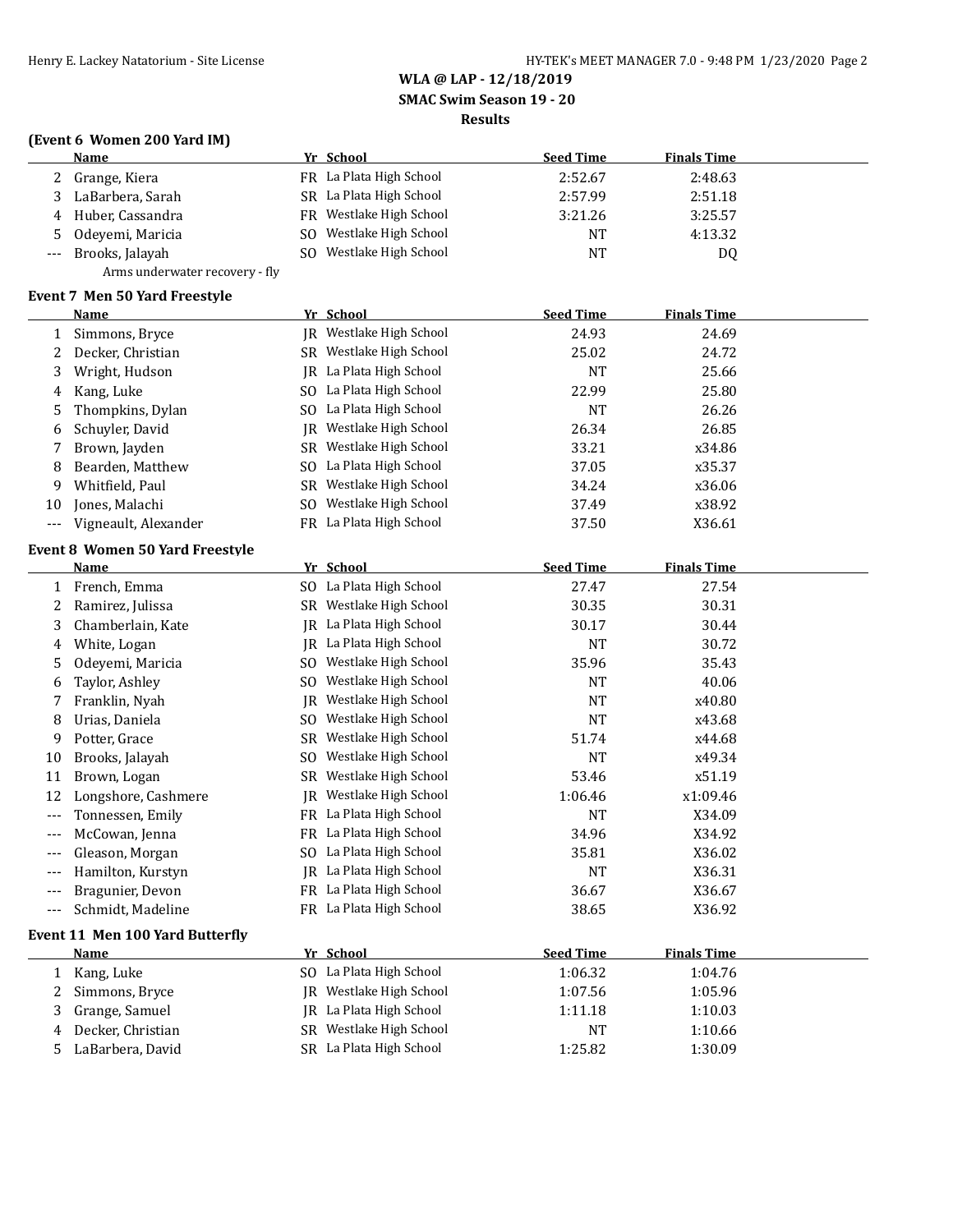**WLA @ LAP - 12/18/2019**

**SMAC Swim Season 19 - 20**

**Results**

### (Event 6 Women 200 Yard IM)

| | Name | Yr | School | Seed Time | Finals Time |
|---|---|---|---|---|---|
| 2 | Grange, Kiera | FR | La Plata High School | 2:52.67 | 2:48.63 |
| 3 | LaBarbera, Sarah | SR | La Plata High School | 2:57.99 | 2:51.18 |
| 4 | Huber, Cassandra | FR | Westlake High School | 3:21.26 | 3:25.57 |
| 5 | Odeyemi, Maricia | SO | Westlake High School | NT | 4:13.32 |
| --- | Brooks, Jalayah | SO | Westlake High School | NT | DQ |
| | Arms underwater recovery - fly | | | | |

### Event 7 Men 50 Yard Freestyle

| | Name | Yr | School | Seed Time | Finals Time |
|---|---|---|---|---|---|
| 1 | Simmons, Bryce | JR | Westlake High School | 24.93 | 24.69 |
| 2 | Decker, Christian | SR | Westlake High School | 25.02 | 24.72 |
| 3 | Wright, Hudson | JR | La Plata High School | NT | 25.66 |
| 4 | Kang, Luke | SO | La Plata High School | 22.99 | 25.80 |
| 5 | Thompkins, Dylan | SO | La Plata High School | NT | 26.26 |
| 6 | Schuyler, David | JR | Westlake High School | 26.34 | 26.85 |
| 7 | Brown, Jayden | SR | Westlake High School | 33.21 | x34.86 |
| 8 | Bearden, Matthew | SO | La Plata High School | 37.05 | x35.37 |
| 9 | Whitfield, Paul | SR | Westlake High School | 34.24 | x36.06 |
| 10 | Jones, Malachi | SO | Westlake High School | 37.49 | x38.92 |
| --- | Vigneault, Alexander | FR | La Plata High School | 37.50 | X36.61 |

### Event 8 Women 50 Yard Freestyle

| | Name | Yr | School | Seed Time | Finals Time |
|---|---|---|---|---|---|
| 1 | French, Emma | SO | La Plata High School | 27.47 | 27.54 |
| 2 | Ramirez, Julissa | SR | Westlake High School | 30.35 | 30.31 |
| 3 | Chamberlain, Kate | JR | La Plata High School | 30.17 | 30.44 |
| 4 | White, Logan | JR | La Plata High School | NT | 30.72 |
| 5 | Odeyemi, Maricia | SO | Westlake High School | 35.96 | 35.43 |
| 6 | Taylor, Ashley | SO | Westlake High School | NT | 40.06 |
| 7 | Franklin, Nyah | JR | Westlake High School | NT | x40.80 |
| 8 | Urias, Daniela | SO | Westlake High School | NT | x43.68 |
| 9 | Potter, Grace | SR | Westlake High School | 51.74 | x44.68 |
| 10 | Brooks, Jalayah | SO | Westlake High School | NT | x49.34 |
| 11 | Brown, Logan | SR | Westlake High School | 53.46 | x51.19 |
| 12 | Longshore, Cashmere | JR | Westlake High School | 1:06.46 | x1:09.46 |
| --- | Tonnessen, Emily | FR | La Plata High School | NT | X34.09 |
| --- | McCowan, Jenna | FR | La Plata High School | 34.96 | X34.92 |
| --- | Gleason, Morgan | SO | La Plata High School | 35.81 | X36.02 |
| --- | Hamilton, Kurstyn | JR | La Plata High School | NT | X36.31 |
| --- | Bragunier, Devon | FR | La Plata High School | 36.67 | X36.67 |
| --- | Schmidt, Madeline | FR | La Plata High School | 38.65 | X36.92 |

### Event 11 Men 100 Yard Butterfly

| | Name | Yr | School | Seed Time | Finals Time |
|---|---|---|---|---|---|
| 1 | Kang, Luke | SO | La Plata High School | 1:06.32 | 1:04.76 |
| 2 | Simmons, Bryce | JR | Westlake High School | 1:07.56 | 1:05.96 |
| 3 | Grange, Samuel | JR | La Plata High School | 1:11.18 | 1:10.03 |
| 4 | Decker, Christian | SR | Westlake High School | NT | 1:10.66 |
| 5 | LaBarbera, David | SR | La Plata High School | 1:25.82 | 1:30.09 |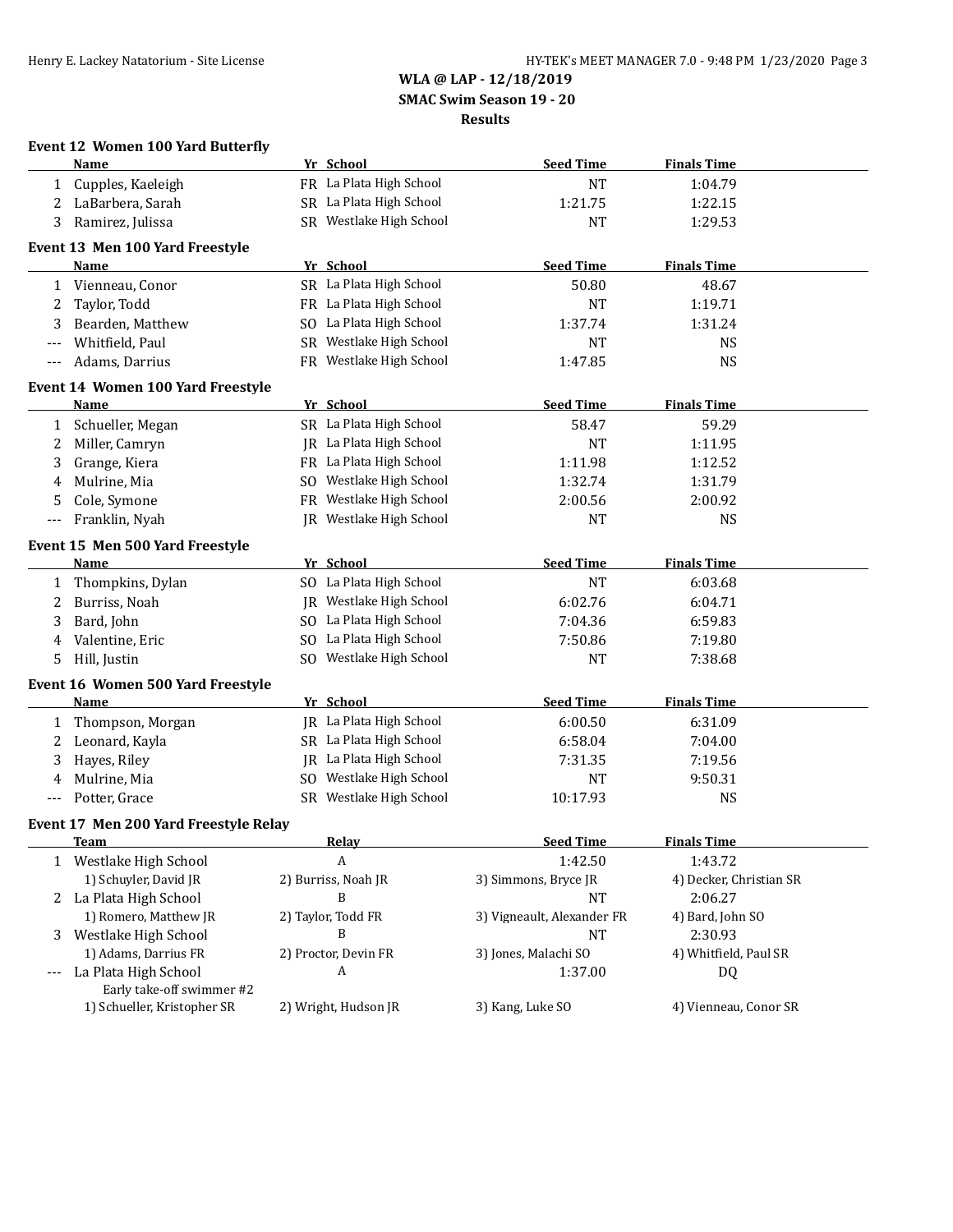**WLA @ LAP - 12/18/2019**
**SMAC Swim Season 19 - 20**
**Results**

### Event 12 Women 100 Yard Butterfly

| | Name | Yr | School | Seed Time | Finals Time |
|---|---|---|---|---|---|
| 1 | Cupples, Kaeleigh | FR | La Plata High School | NT | 1:04.79 |
| 2 | LaBarbera, Sarah | SR | La Plata High School | 1:21.75 | 1:22.15 |
| 3 | Ramirez, Julissa | SR | Westlake High School | NT | 1:29.53 |

### Event 13 Men 100 Yard Freestyle

| | Name | Yr | School | Seed Time | Finals Time |
|---|---|---|---|---|---|
| 1 | Vienneau, Conor | SR | La Plata High School | 50.80 | 48.67 |
| 2 | Taylor, Todd | FR | La Plata High School | NT | 1:19.71 |
| 3 | Bearden, Matthew | SO | La Plata High School | 1:37.74 | 1:31.24 |
| --- | Whitfield, Paul | SR | Westlake High School | NT | NS |
| --- | Adams, Darrius | FR | Westlake High School | 1:47.85 | NS |

### Event 14 Women 100 Yard Freestyle

| | Name | Yr | School | Seed Time | Finals Time |
|---|---|---|---|---|---|
| 1 | Schueller, Megan | SR | La Plata High School | 58.47 | 59.29 |
| 2 | Miller, Camryn | JR | La Plata High School | NT | 1:11.95 |
| 3 | Grange, Kiera | FR | La Plata High School | 1:11.98 | 1:12.52 |
| 4 | Mulrine, Mia | SO | Westlake High School | 1:32.74 | 1:31.79 |
| 5 | Cole, Symone | FR | Westlake High School | 2:00.56 | 2:00.92 |
| --- | Franklin, Nyah | JR | Westlake High School | NT | NS |

### Event 15 Men 500 Yard Freestyle

| | Name | Yr | School | Seed Time | Finals Time |
|---|---|---|---|---|---|
| 1 | Thompkins, Dylan | SO | La Plata High School | NT | 6:03.68 |
| 2 | Burriss, Noah | JR | Westlake High School | 6:02.76 | 6:04.71 |
| 3 | Bard, John | SO | La Plata High School | 7:04.36 | 6:59.83 |
| 4 | Valentine, Eric | SO | La Plata High School | 7:50.86 | 7:19.80 |
| 5 | Hill, Justin | SO | Westlake High School | NT | 7:38.68 |

### Event 16 Women 500 Yard Freestyle

| | Name | Yr | School | Seed Time | Finals Time |
|---|---|---|---|---|---|
| 1 | Thompson, Morgan | JR | La Plata High School | 6:00.50 | 6:31.09 |
| 2 | Leonard, Kayla | SR | La Plata High School | 6:58.04 | 7:04.00 |
| 3 | Hayes, Riley | JR | La Plata High School | 7:31.35 | 7:19.56 |
| 4 | Mulrine, Mia | SO | Westlake High School | NT | 9:50.31 |
| --- | Potter, Grace | SR | Westlake High School | 10:17.93 | NS |

### Event 17 Men 200 Yard Freestyle Relay

| | Team | Relay | Seed Time | Finals Time |
|---|---|---|---|---|
| 1 | Westlake High School | A | 1:42.50 | 1:43.72 |
| | 1) Schuyler, David JR | 2) Burriss, Noah JR | 3) Simmons, Bryce JR | 4) Decker, Christian SR |
| 2 | La Plata High School | B | NT | 2:06.27 |
| | 1) Romero, Matthew JR | 2) Taylor, Todd FR | 3) Vigneault, Alexander FR | 4) Bard, John SO |
| 3 | Westlake High School | B | NT | 2:30.93 |
| | 1) Adams, Darrius FR | 2) Proctor, Devin FR | 3) Jones, Malachi SO | 4) Whitfield, Paul SR |
| --- | La Plata High School | A | 1:37.00 | DQ |
| | Early take-off swimmer #2 | | | |
| | 1) Schueller, Kristopher SR | 2) Wright, Hudson JR | 3) Kang, Luke SO | 4) Vienneau, Conor SR |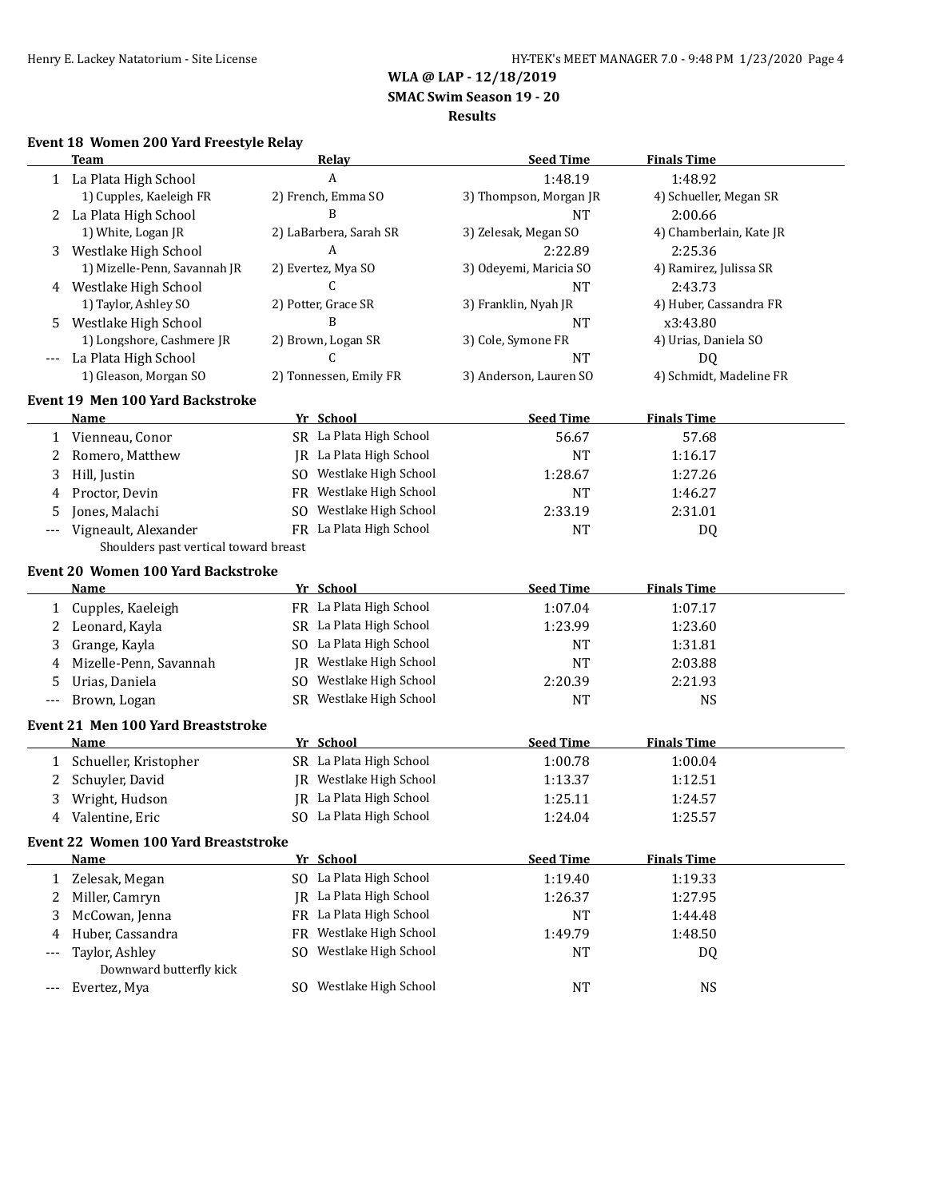**WLA @ LAP - 12/18/2019**
**SMAC Swim Season 19 - 20**
**Results**

### Event 18 Women 200 Yard Freestyle Relay

| | Team | Relay | Seed Time | Finals Time |
|---|---|---|---|---|
| 1 | La Plata High School | A | 1:48.19 | 1:48.92 |
| | 1) Cupples, Kaeleigh FR | 2) French, Emma SO | 3) Thompson, Morgan JR | 4) Schueller, Megan SR |
| 2 | La Plata High School | B | NT | 2:00.66 |
| | 1) White, Logan JR | 2) LaBarbera, Sarah SR | 3) Zelesak, Megan SO | 4) Chamberlain, Kate JR |
| 3 | Westlake High School | A | 2:22.89 | 2:25.36 |
| | 1) Mizelle-Penn, Savannah JR | 2) Evertez, Mya SO | 3) Odeyemi, Maricia SO | 4) Ramirez, Julissa SR |
| 4 | Westlake High School | C | NT | 2:43.73 |
| | 1) Taylor, Ashley SO | 2) Potter, Grace SR | 3) Franklin, Nyah JR | 4) Huber, Cassandra FR |
| 5 | Westlake High School | B | NT | x3:43.80 |
| | 1) Longshore, Cashmere JR | 2) Brown, Logan SR | 3) Cole, Symone FR | 4) Urias, Daniela SO |
| --- | La Plata High School | C | NT | DQ |
| | 1) Gleason, Morgan SO | 2) Tonnessen, Emily FR | 3) Anderson, Lauren SO | 4) Schmidt, Madeline FR |

### Event 19 Men 100 Yard Backstroke

| | Name | Yr | School | Seed Time | Finals Time |
|---|---|---|---|---|---|
| 1 | Vienneau, Conor | SR | La Plata High School | 56.67 | 57.68 |
| 2 | Romero, Matthew | JR | La Plata High School | NT | 1:16.17 |
| 3 | Hill, Justin | SO | Westlake High School | 1:28.67 | 1:27.26 |
| 4 | Proctor, Devin | FR | Westlake High School | NT | 1:46.27 |
| 5 | Jones, Malachi | SO | Westlake High School | 2:33.19 | 2:31.01 |
| --- | Vigneault, Alexander | FR | La Plata High School | NT | DQ |
| | Shoulders past vertical toward breast | | | | |

### Event 20 Women 100 Yard Backstroke

| | Name | Yr | School | Seed Time | Finals Time |
|---|---|---|---|---|---|
| 1 | Cupples, Kaeleigh | FR | La Plata High School | 1:07.04 | 1:07.17 |
| 2 | Leonard, Kayla | SR | La Plata High School | 1:23.99 | 1:23.60 |
| 3 | Grange, Kayla | SO | La Plata High School | NT | 1:31.81 |
| 4 | Mizelle-Penn, Savannah | JR | Westlake High School | NT | 2:03.88 |
| 5 | Urias, Daniela | SO | Westlake High School | 2:20.39 | 2:21.93 |
| --- | Brown, Logan | SR | Westlake High School | NT | NS |

### Event 21 Men 100 Yard Breaststroke

| | Name | Yr | School | Seed Time | Finals Time |
|---|---|---|---|---|---|
| 1 | Schueller, Kristopher | SR | La Plata High School | 1:00.78 | 1:00.04 |
| 2 | Schuyler, David | JR | Westlake High School | 1:13.37 | 1:12.51 |
| 3 | Wright, Hudson | JR | La Plata High School | 1:25.11 | 1:24.57 |
| 4 | Valentine, Eric | SO | La Plata High School | 1:24.04 | 1:25.57 |

### Event 22 Women 100 Yard Breaststroke

| | Name | Yr | School | Seed Time | Finals Time |
|---|---|---|---|---|---|
| 1 | Zelesak, Megan | SO | La Plata High School | 1:19.40 | 1:19.33 |
| 2 | Miller, Camryn | JR | La Plata High School | 1:26.37 | 1:27.95 |
| 3 | McCowan, Jenna | FR | La Plata High School | NT | 1:44.48 |
| 4 | Huber, Cassandra | FR | Westlake High School | 1:49.79 | 1:48.50 |
| --- | Taylor, Ashley | SO | Westlake High School | NT | DQ |
| | Downward butterfly kick | | | | |
| --- | Evertez, Mya | SO | Westlake High School | NT | NS |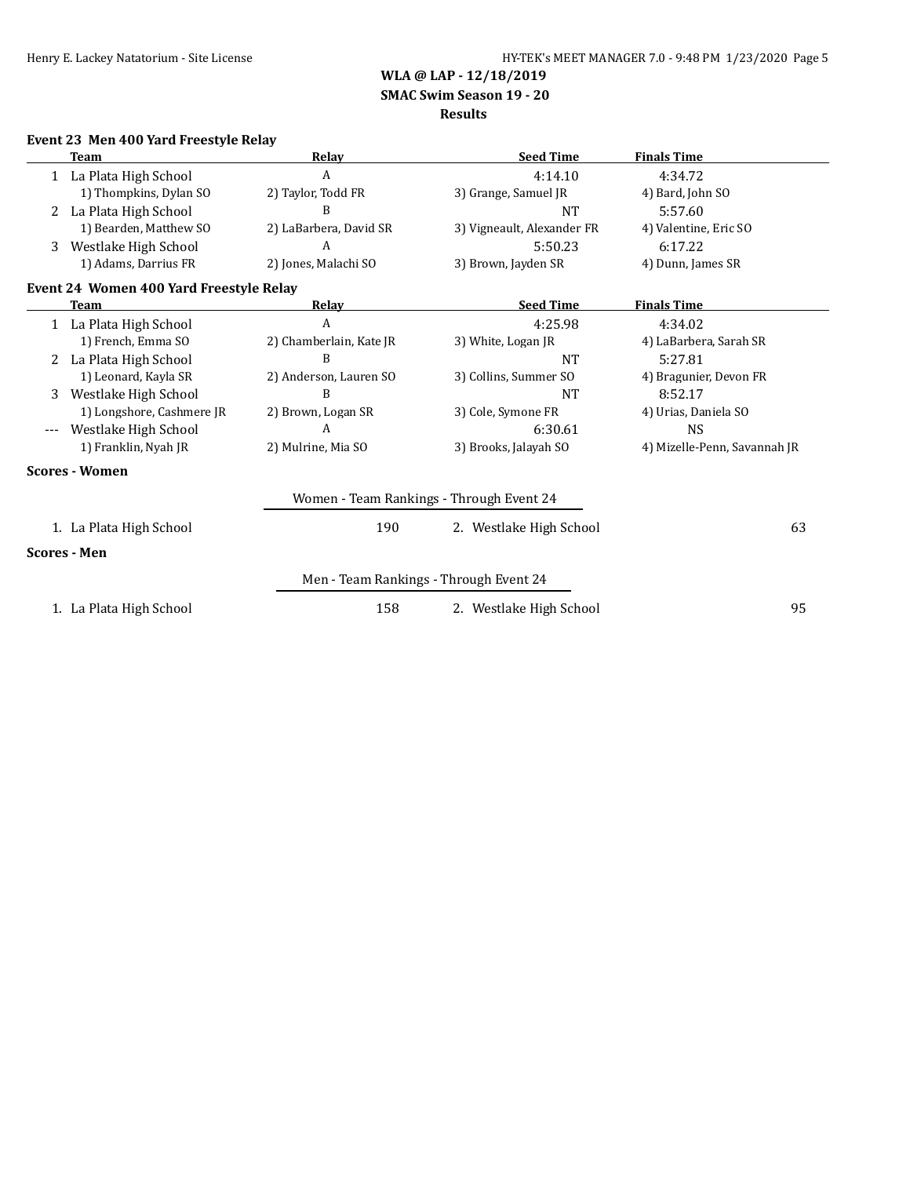**WLA @ LAP - 12/18/2019**

**SMAC Swim Season 19 - 20**

**Results**

### Event 23 Men 400 Yard Freestyle Relay

| | Team | Relay | Seed Time | Finals Time |
|---|---|---|---|---|
| 1 | La Plata High School | A | 4:14.10 | 4:34.72 |
| | 1) Thompkins, Dylan SO | 2) Taylor, Todd FR | 3) Grange, Samuel JR | 4) Bard, John SO |
| 2 | La Plata High School | B | NT | 5:57.60 |
| | 1) Bearden, Matthew SO | 2) LaBarbera, David SR | 3) Vigneault, Alexander FR | 4) Valentine, Eric SO |
| 3 | Westlake High School | A | 5:50.23 | 6:17.22 |
| | 1) Adams, Darrius FR | 2) Jones, Malachi SO | 3) Brown, Jayden SR | 4) Dunn, James SR |

### Event 24 Women 400 Yard Freestyle Relay

| | Team | Relay | Seed Time | Finals Time |
|---|---|---|---|---|
| 1 | La Plata High School | A | 4:25.98 | 4:34.02 |
| | 1) French, Emma SO | 2) Chamberlain, Kate JR | 3) White, Logan JR | 4) LaBarbera, Sarah SR |
| 2 | La Plata High School | B | NT | 5:27.81 |
| | 1) Leonard, Kayla SR | 2) Anderson, Lauren SO | 3) Collins, Summer SO | 4) Bragunier, Devon FR |
| 3 | Westlake High School | B | NT | 8:52.17 |
| | 1) Longshore, Cashmere JR | 2) Brown, Logan SR | 3) Cole, Symone FR | 4) Urias, Daniela SO |
| --- | Westlake High School | A | 6:30.61 | NS |
| | 1) Franklin, Nyah JR | 2) Mulrine, Mia SO | 3) Brooks, Jalayah SO | 4) Mizelle-Penn, Savannah JR |

### Scores - Women

Women - Team Rankings - Through Event 24

| | | | |
|---|---|---|---|
| 1. La Plata High School | 190 | 2. Westlake High School | 63 |

### Scores - Men

Men - Team Rankings - Through Event 24

| | | | |
|---|---|---|---|
| 1. La Plata High School | 158 | 2. Westlake High School | 95 |